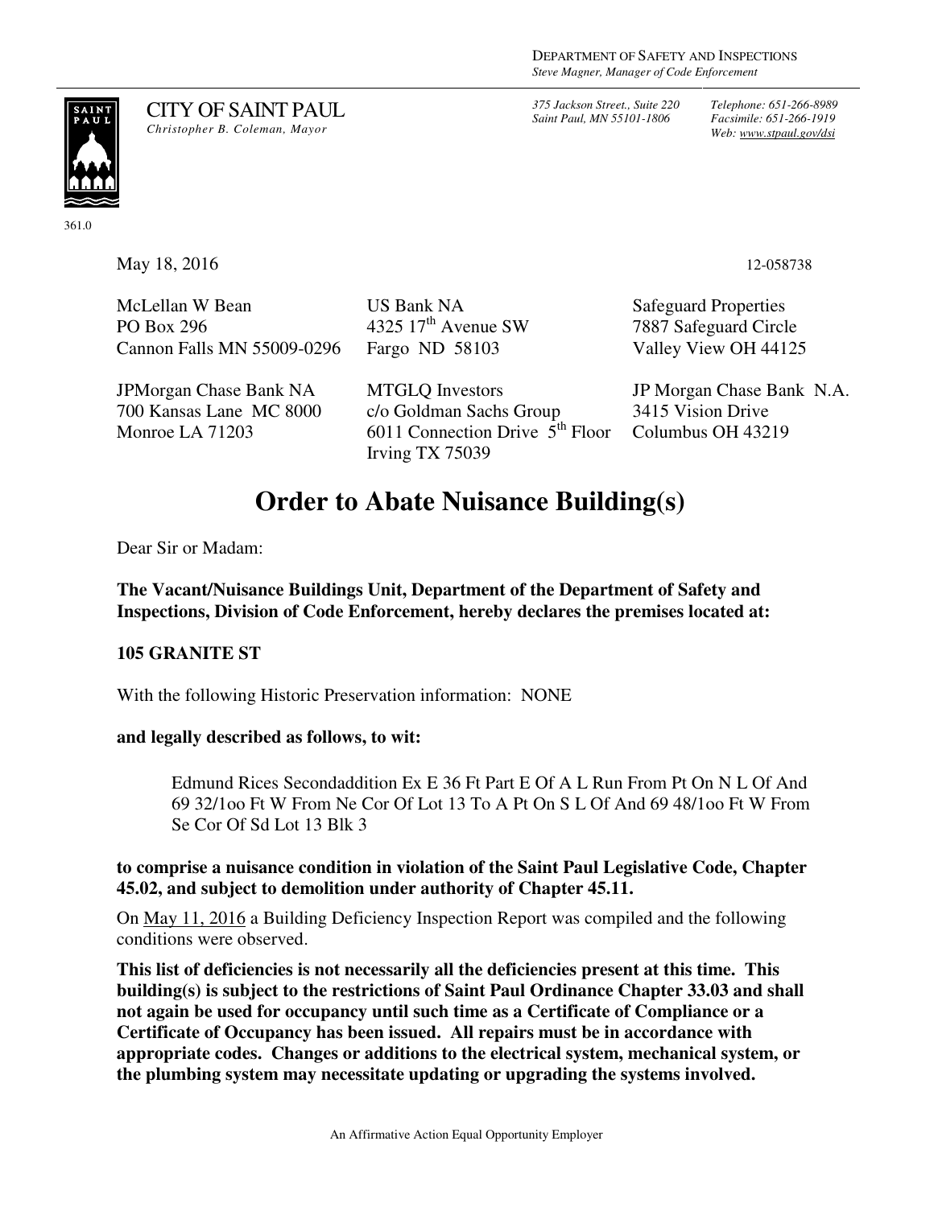DEPARTMENT OF SAFETY AND INSPECTIONS
*Steve Magner, Manager of Code Enforcement*

CITY OF SAINT PAUL
*Christopher B. Coleman, Mayor*

*375 Jackson Street., Suite 220*
*Saint Paul, MN 55101-1806*

*Telephone: 651-266-8989*
*Facsimile: 651-266-1919*
*Web: www.stpaul.gov/dsi*

361.0

May 18, 2016

12-058738

McLellan W Bean
PO Box 296
Cannon Falls MN 55009-0296

US Bank NA
4325 17th Avenue SW
Fargo ND 58103

Safeguard Properties
7887 Safeguard Circle
Valley View OH 44125

JPMorgan Chase Bank NA
700 Kansas Lane MC 8000
Monroe LA 71203

MTGLQ Investors
c/o Goldman Sachs Group
6011 Connection Drive 5th Floor
Irving TX 75039

JP Morgan Chase Bank N.A.
3415 Vision Drive
Columbus OH 43219

# Order to Abate Nuisance Building(s)

Dear Sir or Madam:

**The Vacant/Nuisance Buildings Unit, Department of the Department of Safety and Inspections, Division of Code Enforcement, hereby declares the premises located at:**

**105 GRANITE ST**

With the following Historic Preservation information: NONE

**and legally described as follows, to wit:**

> Edmund Rices Secondaddition Ex E 36 Ft Part E Of A L Run From Pt On N L Of And 69 32/1oo Ft W From Ne Cor Of Lot 13 To A Pt On S L Of And 69 48/1oo Ft W From Se Cor Of Sd Lot 13 Blk 3

**to comprise a nuisance condition in violation of the Saint Paul Legislative Code, Chapter 45.02, and subject to demolition under authority of Chapter 45.11.**

On May 11, 2016 a Building Deficiency Inspection Report was compiled and the following conditions were observed.

**This list of deficiencies is not necessarily all the deficiencies present at this time. This building(s) is subject to the restrictions of Saint Paul Ordinance Chapter 33.03 and shall not again be used for occupancy until such time as a Certificate of Compliance or a Certificate of Occupancy has been issued. All repairs must be in accordance with appropriate codes. Changes or additions to the electrical system, mechanical system, or the plumbing system may necessitate updating or upgrading the systems involved.**

An Affirmative Action Equal Opportunity Employer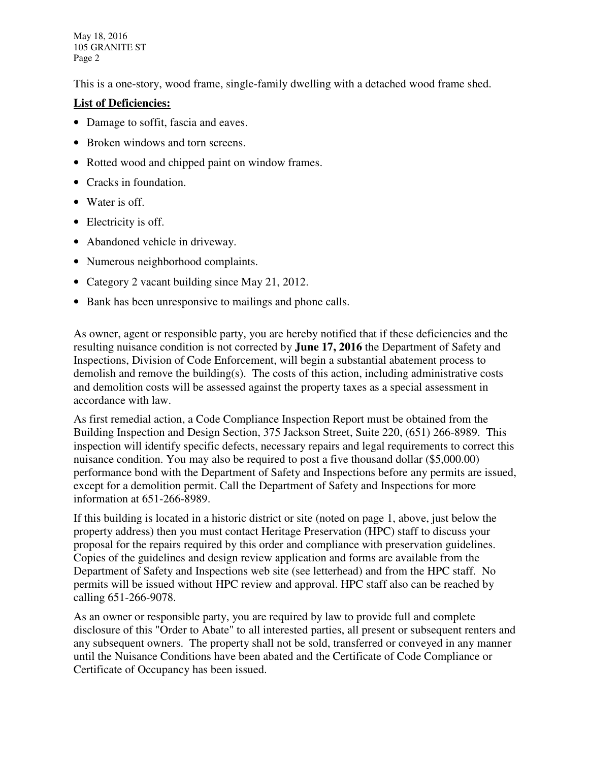This is a one-story, wood frame, single-family dwelling with a detached wood frame shed.

**<u>List of Deficiencies:</u>**

- Damage to soffit, fascia and eaves.
- Broken windows and torn screens.
- Rotted wood and chipped paint on window frames.
- Cracks in foundation.
- Water is off.
- Electricity is off.
- Abandoned vehicle in driveway.
- Numerous neighborhood complaints.
- Category 2 vacant building since May 21, 2012.
- Bank has been unresponsive to mailings and phone calls.

As owner, agent or responsible party, you are hereby notified that if these deficiencies and the resulting nuisance condition is not corrected by **June 17, 2016** the Department of Safety and Inspections, Division of Code Enforcement, will begin a substantial abatement process to demolish and remove the building(s). The costs of this action, including administrative costs and demolition costs will be assessed against the property taxes as a special assessment in accordance with law.

As first remedial action, a Code Compliance Inspection Report must be obtained from the Building Inspection and Design Section, 375 Jackson Street, Suite 220, (651) 266-8989. This inspection will identify specific defects, necessary repairs and legal requirements to correct this nuisance condition. You may also be required to post a five thousand dollar ($5,000.00) performance bond with the Department of Safety and Inspections before any permits are issued, except for a demolition permit. Call the Department of Safety and Inspections for more information at 651-266-8989.

If this building is located in a historic district or site (noted on page 1, above, just below the property address) then you must contact Heritage Preservation (HPC) staff to discuss your proposal for the repairs required by this order and compliance with preservation guidelines. Copies of the guidelines and design review application and forms are available from the Department of Safety and Inspections web site (see letterhead) and from the HPC staff. No permits will be issued without HPC review and approval. HPC staff also can be reached by calling 651-266-9078.

As an owner or responsible party, you are required by law to provide full and complete disclosure of this "Order to Abate" to all interested parties, all present or subsequent renters and any subsequent owners. The property shall not be sold, transferred or conveyed in any manner until the Nuisance Conditions have been abated and the Certificate of Code Compliance or Certificate of Occupancy has been issued.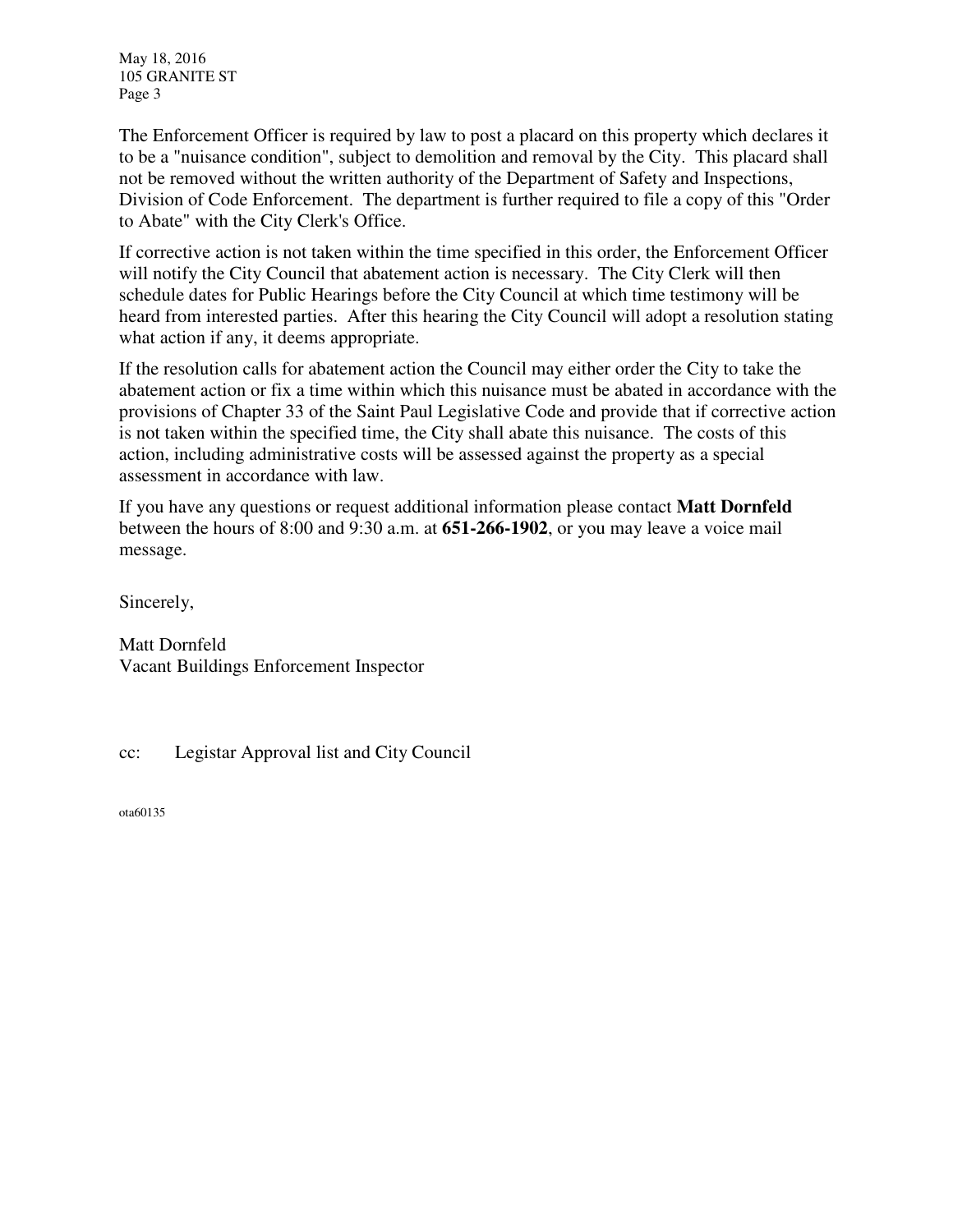The Enforcement Officer is required by law to post a placard on this property which declares it to be a "nuisance condition", subject to demolition and removal by the City. This placard shall not be removed without the written authority of the Department of Safety and Inspections, Division of Code Enforcement. The department is further required to file a copy of this "Order to Abate" with the City Clerk's Office.

If corrective action is not taken within the time specified in this order, the Enforcement Officer will notify the City Council that abatement action is necessary. The City Clerk will then schedule dates for Public Hearings before the City Council at which time testimony will be heard from interested parties. After this hearing the City Council will adopt a resolution stating what action if any, it deems appropriate.

If the resolution calls for abatement action the Council may either order the City to take the abatement action or fix a time within which this nuisance must be abated in accordance with the provisions of Chapter 33 of the Saint Paul Legislative Code and provide that if corrective action is not taken within the specified time, the City shall abate this nuisance. The costs of this action, including administrative costs will be assessed against the property as a special assessment in accordance with law.

If you have any questions or request additional information please contact **Matt Dornfeld** between the hours of 8:00 and 9:30 a.m. at **651-266-1902**, or you may leave a voice mail message.

Sincerely,

Matt Dornfeld
Vacant Buildings Enforcement Inspector

cc: Legistar Approval list and City Council

ota60135